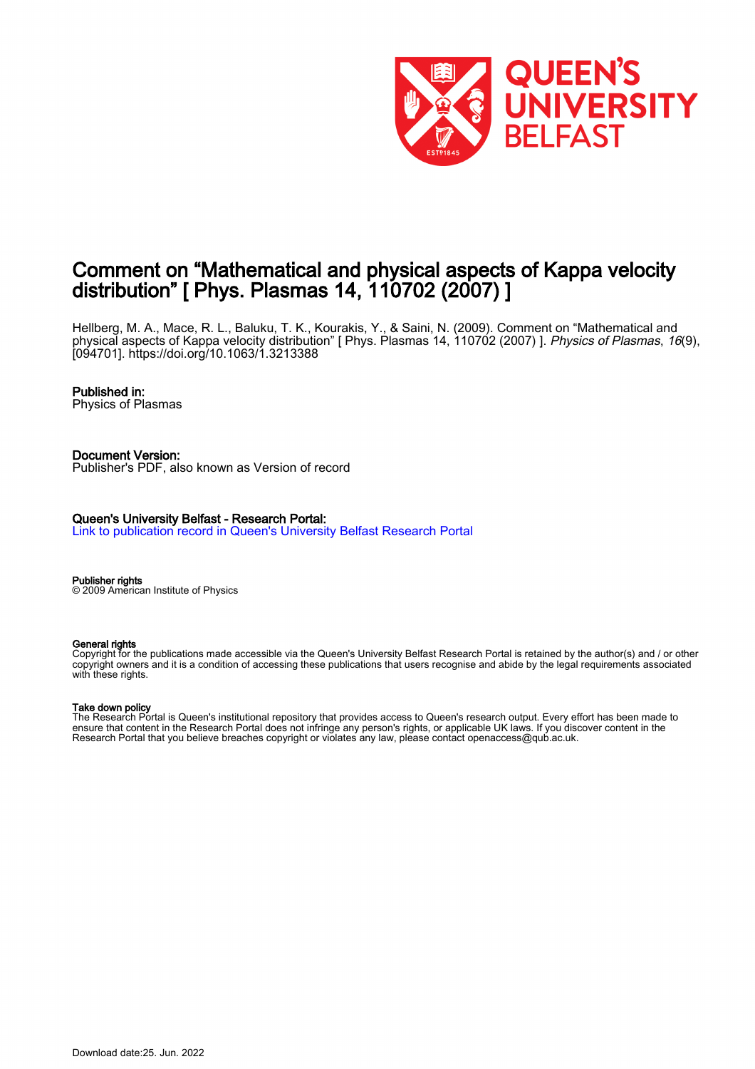# Comment on “Mathematical and physical aspects of Kappa velocity distribution” [ Phys. Plasmas 14, 110702 (2007) ]

Hellberg, M. A., Mace, R. L., Baluku, T. K., Kourakis, Y., & Saini, N. (2009). Comment on “Mathematical and physical aspects of Kappa velocity distribution” [ Phys. Plasmas 14, 110702 (2007) ]. *Physics of Plasmas*, *16*(9), [094701]. https://doi.org/10.1063/1.3213388

**Published in:**
Physics of Plasmas

**Document Version:**
Publisher's PDF, also known as Version of record

**Queen's University Belfast - Research Portal:**
Link to publication record in Queen's University Belfast Research Portal

**Publisher rights**
© 2009 American Institute of Physics

**General rights**
Copyright for the publications made accessible via the Queen's University Belfast Research Portal is retained by the author(s) and / or other copyright owners and it is a condition of accessing these publications that users recognise and abide by the legal requirements associated with these rights.

**Take down policy**
The Research Portal is Queen's institutional repository that provides access to Queen's research output. Every effort has been made to ensure that content in the Research Portal does not infringe any person's rights, or applicable UK laws. If you discover content in the Research Portal that you believe breaches copyright or violates any law, please contact openaccess@qub.ac.uk.

Download date:25. Jun. 2022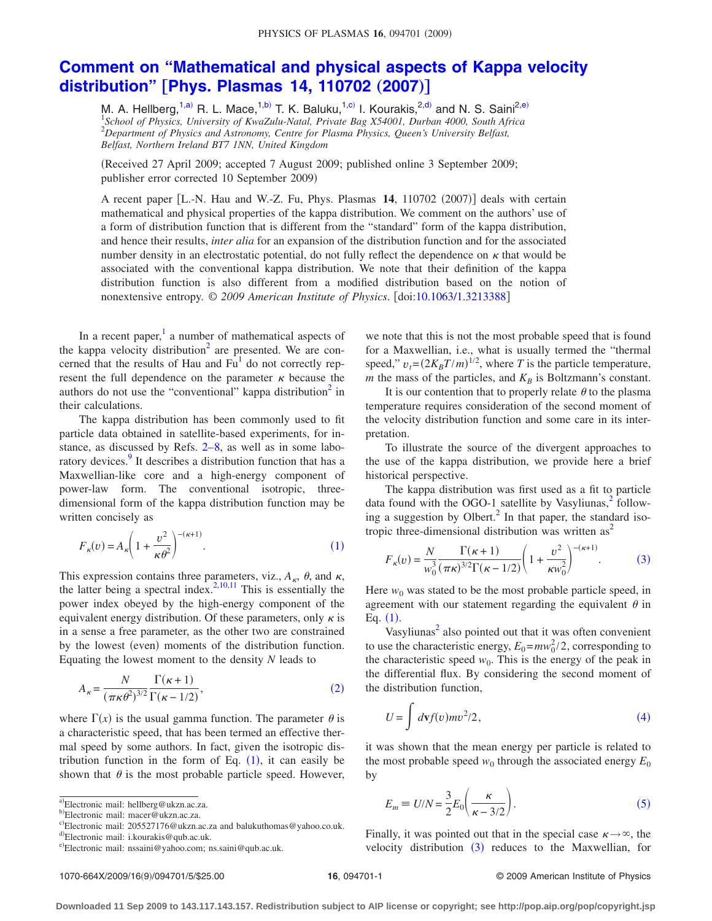# Comment on "Mathematical and physical aspects of Kappa velocity distribution" [Phys. Plasmas 14, 110702 (2007)]

M. A. Hellberg,[1,a)] R. L. Mace,[1,b)] T. K. Baluku,[1,c)] I. Kourakis,[2,d)] and N. S. Saini[2,e)]

[1]School of Physics, University of KwaZulu-Natal, Private Bag X54001, Durban 4000, South Africa
[2]Department of Physics and Astronomy, Centre for Plasma Physics, Queen's University Belfast, Belfast, Northern Ireland BT7 1NN, United Kingdom

(Received 27 April 2009; accepted 7 August 2009; published online 3 September 2009; publisher error corrected 10 September 2009)

A recent paper [L.-N. Hau and W.-Z. Fu, Phys. Plasmas **14**, 110702 (2007)] deals with certain mathematical and physical properties of the kappa distribution. We comment on the authors' use of a form of distribution function that is different from the "standard" form of the kappa distribution, and hence their results, *inter alia* for an expansion of the distribution function and for the associated number density in an electrostatic potential, do not fully reflect the dependence on $\kappa$ that would be associated with the conventional kappa distribution. We note that their definition of the kappa distribution function is also different from a modified distribution based on the notion of nonextensive entropy. *© 2009 American Institute of Physics*. [doi:10.1063/1.3213388]

In a recent paper,[1] a number of mathematical aspects of the kappa velocity distribution[2] are presented. We are concerned that the results of Hau and Fu[1] do not correctly represent the full dependence on the parameter $\kappa$ because the authors do not use the "conventional" kappa distribution[2] in their calculations.

The kappa distribution has been commonly used to fit particle data obtained in satellite-based experiments, for instance, as discussed by Refs. 2–8, as well as in some laboratory devices.[9] It describes a distribution function that has a Maxwellian-like core and a high-energy component of power-law form. The conventional isotropic, three-dimensional form of the kappa distribution function may be written concisely as

$$F_\kappa(v) = A_\kappa\left(1 + \frac{v^2}{\kappa\theta^2}\right)^{-(\kappa+1)}. \tag{1}$$

This expression contains three parameters, viz., $A_\kappa$, $\theta$, and $\kappa$, the latter being a spectral index.[2,10,11] This is essentially the power index obeyed by the high-energy component of the equivalent energy distribution. Of these parameters, only $\kappa$ is in a sense a free parameter, as the other two are constrained by the lowest (even) moments of the distribution function. Equating the lowest moment to the density $N$ leads to

$$A_\kappa = \frac{N}{(\pi\kappa\theta^2)^{3/2}}\frac{\Gamma(\kappa+1)}{\Gamma(\kappa-1/2)}, \tag{2}$$

where $\Gamma(x)$ is the usual gamma function. The parameter $\theta$ is a characteristic speed, that has been termed an effective thermal speed by some authors. In fact, given the isotropic distribution function in the form of Eq. (1), it can easily be shown that $\theta$ is the most probable particle speed. However, we note that this is not the most probable speed that is found for a Maxwellian, i.e., what is usually termed the "thermal speed," $v_t=(2K_BT/m)^{1/2}$, where $T$ is the particle temperature, $m$ the mass of the particles, and $K_B$ is Boltzmann's constant.

It is our contention that to properly relate $\theta$ to the plasma temperature requires consideration of the second moment of the velocity distribution function and some care in its interpretation.

To illustrate the source of the divergent approaches to the use of the kappa distribution, we provide here a brief historical perspective.

The kappa distribution was first used as a fit to particle data found with the OGO-1 satellite by Vasyliunas,[2] following a suggestion by Olbert.[2] In that paper, the standard isotropic three-dimensional distribution was written as[2]

$$F_\kappa(v) = \frac{N}{w_0^3}\frac{\Gamma(\kappa+1)}{(\pi\kappa)^{3/2}\Gamma(\kappa-1/2)}\left(1 + \frac{v^2}{\kappa w_0^2}\right)^{-(\kappa+1)}. \tag{3}$$

Here $w_0$ was stated to be the most probable particle speed, in agreement with our statement regarding the equivalent $\theta$ in Eq. (1).

Vasyliunas[2] also pointed out that it was often convenient to use the characteristic energy, $E_0=mw_0^2/2$, corresponding to the characteristic speed $w_0$. This is the energy of the peak in the differential flux. By considering the second moment of the distribution function,

$$U = \int d\mathbf{v} f(v) mv^2/2, \tag{4}$$

it was shown that the mean energy per particle is related to the most probable speed $w_0$ through the associated energy $E_0$ by

$$E_m \equiv U/N = \frac{3}{2}E_0\left(\frac{\kappa}{\kappa-3/2}\right). \tag{5}$$

Finally, it was pointed out that in the special case $\kappa\to\infty$, the velocity distribution (3) reduces to the Maxwellian, for

---

a)Electronic mail: hellberg@ukzn.ac.za.
b)Electronic mail: macer@ukzn.ac.za.
c)Electronic mail: 205527176@ukzn.ac.za and balukuthomas@yahoo.co.uk.
d)Electronic mail: i.kourakis@qub.ac.uk.
e)Electronic mail: nssaini@yahoo.com; ns.saini@qub.ac.uk.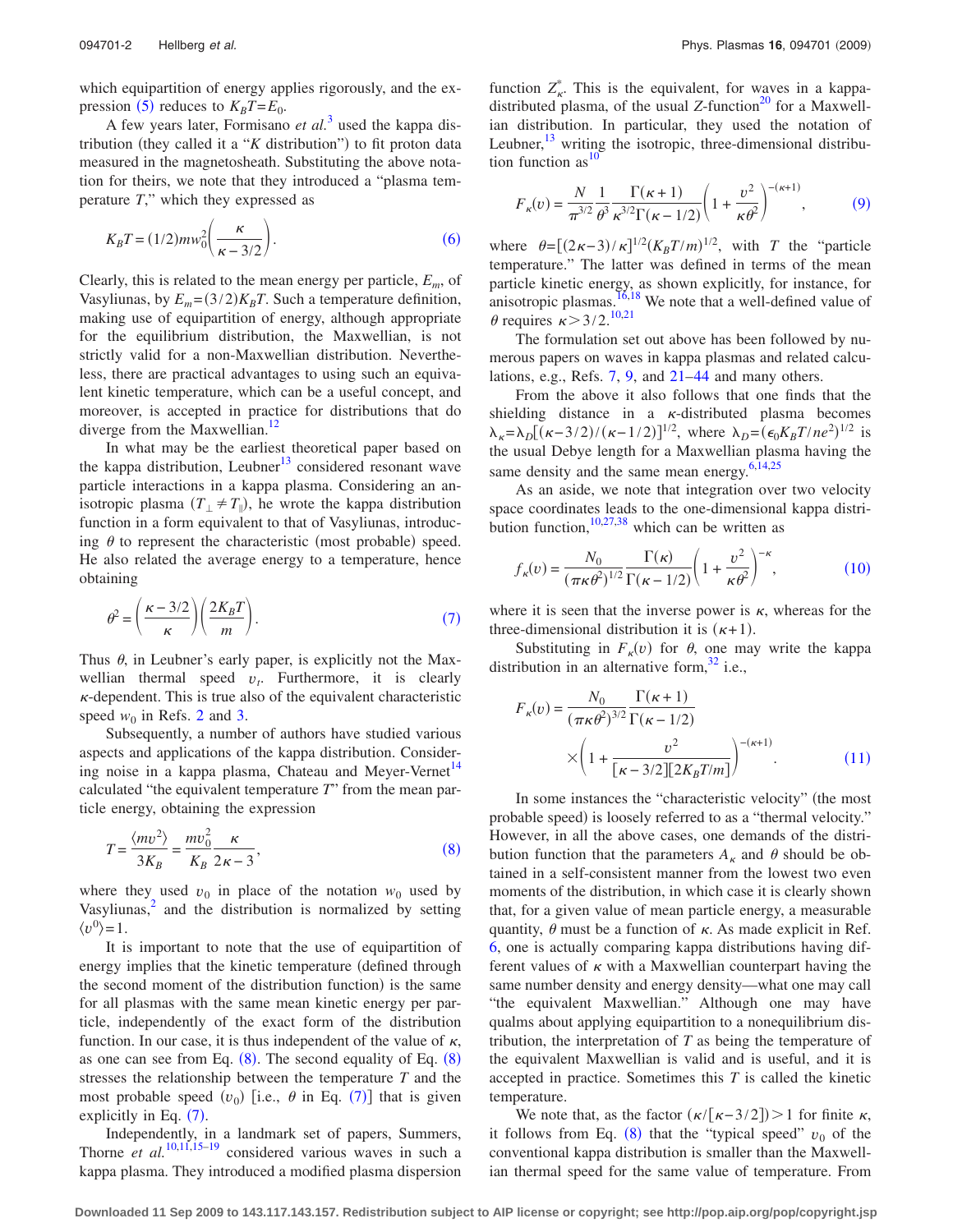which equipartition of energy applies rigorously, and the expression (5) reduces to $K_B T = E_0$.

A few years later, Formisano *et al.*[3] used the kappa distribution (they called it a "*K* distribution") to fit proton data measured in the magnetosheath. Substituting the above notation for theirs, we note that they introduced a "plasma temperature *T*," which they expressed as

$$K_B T = (1/2) m w_0^2 \left( \frac{\kappa}{\kappa - 3/2} \right). \tag{6}$$

Clearly, this is related to the mean energy per particle, $E_m$, of Vasyliunas, by $E_m = (3/2) K_B T$. Such a temperature definition, making use of equipartition of energy, although appropriate for the equilibrium distribution, the Maxwellian, is not strictly valid for a non-Maxwellian distribution. Nevertheless, there are practical advantages to using such an equivalent kinetic temperature, which can be a useful concept, and moreover, is accepted in practice for distributions that do diverge from the Maxwellian.[12]

In what may be the earliest theoretical paper based on the kappa distribution, Leubner[13] considered resonant wave particle interactions in a kappa plasma. Considering an anisotropic plasma ($T_\perp \neq T_\parallel$), he wrote the kappa distribution function in a form equivalent to that of Vasyliunas, introducing $\theta$ to represent the characteristic (most probable) speed. He also related the average energy to a temperature, hence obtaining

$$\theta^2 = \left( \frac{\kappa - 3/2}{\kappa} \right) \left( \frac{2 K_B T}{m} \right). \tag{7}$$

Thus $\theta$, in Leubner's early paper, is explicitly not the Maxwellian thermal speed $v_t$. Furthermore, it is clearly $\kappa$-dependent. This is true also of the equivalent characteristic speed $w_0$ in Refs. 2 and 3.

Subsequently, a number of authors have studied various aspects and applications of the kappa distribution. Considering noise in a kappa plasma, Chateau and Meyer-Vernet[14] calculated "the equivalent temperature *T*" from the mean particle energy, obtaining the expression

$$T = \frac{\langle m v^2 \rangle}{3 K_B} = \frac{m v_0^2}{K_B} \frac{\kappa}{2\kappa - 3}, \tag{8}$$

where they used $v_0$ in place of the notation $w_0$ used by Vasyliunas,[2] and the distribution is normalized by setting $\langle v^0 \rangle = 1$.

It is important to note that the use of equipartition of energy implies that the kinetic temperature (defined through the second moment of the distribution function) is the same for all plasmas with the same mean kinetic energy per particle, independently of the exact form of the distribution function. In our case, it is thus independent of the value of $\kappa$, as one can see from Eq. (8). The second equality of Eq. (8) stresses the relationship between the temperature $T$ and the most probable speed ($v_0$) [i.e., $\theta$ in Eq. (7)] that is given explicitly in Eq. (7).

Independently, in a landmark set of papers, Summers, Thorne *et al.*[10,11,15–19] considered various waves in such a kappa plasma. They introduced a modified plasma dispersion function $Z_\kappa^*$. This is the equivalent, for waves in a kappa-distributed plasma, of the usual *Z*-function[20] for a Maxwellian distribution. In particular, they used the notation of Leubner,[13] writing the isotropic, three-dimensional distribution function as[10]

$$F_\kappa(v) = \frac{N}{\pi^{3/2}} \frac{1}{\theta^3} \frac{\Gamma(\kappa+1)}{\kappa^{3/2} \Gamma(\kappa - 1/2)} \left( 1 + \frac{v^2}{\kappa \theta^2} \right)^{-(\kappa+1)}, \tag{9}$$

where $\theta = [(2\kappa - 3)/\kappa]^{1/2} (K_B T/m)^{1/2}$, with $T$ the "particle temperature." The latter was defined in terms of the mean particle kinetic energy, as shown explicitly, for instance, for anisotropic plasmas.[16,18] We note that a well-defined value of $\theta$ requires $\kappa > 3/2$.[10,21]

The formulation set out above has been followed by numerous papers on waves in kappa plasmas and related calculations, e.g., Refs. 7, 9, and 21–44 and many others.

From the above it also follows that one finds that the shielding distance in a $\kappa$-distributed plasma becomes $\lambda_\kappa = \lambda_D [(\kappa - 3/2)/(\kappa - 1/2)]^{1/2}$, where $\lambda_D = (\epsilon_0 K_B T / n e^2)^{1/2}$ is the usual Debye length for a Maxwellian plasma having the same density and the same mean energy.[6,14,25]

As an aside, we note that integration over two velocity space coordinates leads to the one-dimensional kappa distribution function,[10,27,38] which can be written as

$$f_\kappa(v) = \frac{N_0}{(\pi \kappa \theta^2)^{1/2}} \frac{\Gamma(\kappa)}{\Gamma(\kappa - 1/2)} \left( 1 + \frac{v^2}{\kappa \theta^2} \right)^{-\kappa}, \tag{10}$$

where it is seen that the inverse power is $\kappa$, whereas for the three-dimensional distribution it is $(\kappa+1)$.

Substituting in $F_\kappa(v)$ for $\theta$, one may write the kappa distribution in an alternative form,[32] i.e.,

$$F_\kappa(v) = \frac{N_0}{(\pi \kappa \theta^2)^{3/2}} \frac{\Gamma(\kappa+1)}{\Gamma(\kappa - 1/2)} \times \left( 1 + \frac{v^2}{[\kappa - 3/2][2 K_B T/m]} \right)^{-(\kappa+1)}. \tag{11}$$

In some instances the "characteristic velocity" (the most probable speed) is loosely referred to as a "thermal velocity." However, in all the above cases, one demands of the distribution function that the parameters $A_\kappa$ and $\theta$ should be obtained in a self-consistent manner from the lowest two even moments of the distribution, in which case it is clearly shown that, for a given value of mean particle energy, a measurable quantity, $\theta$ must be a function of $\kappa$. As made explicit in Ref. 6, one is actually comparing kappa distributions having different values of $\kappa$ with a Maxwellian counterpart having the same number density and energy density—what one may call "the equivalent Maxwellian." Although one may have qualms about applying equipartition to a nonequilibrium distribution, the interpretation of $T$ as being the temperature of the equivalent Maxwellian is valid and is useful, and it is accepted in practice. Sometimes this $T$ is called the kinetic temperature.

We note that, as the factor $(\kappa/[\kappa - 3/2]) > 1$ for finite $\kappa$, it follows from Eq. (8) that the "typical speed" $v_0$ of the conventional kappa distribution is smaller than the Maxwellian thermal speed for the same value of temperature. From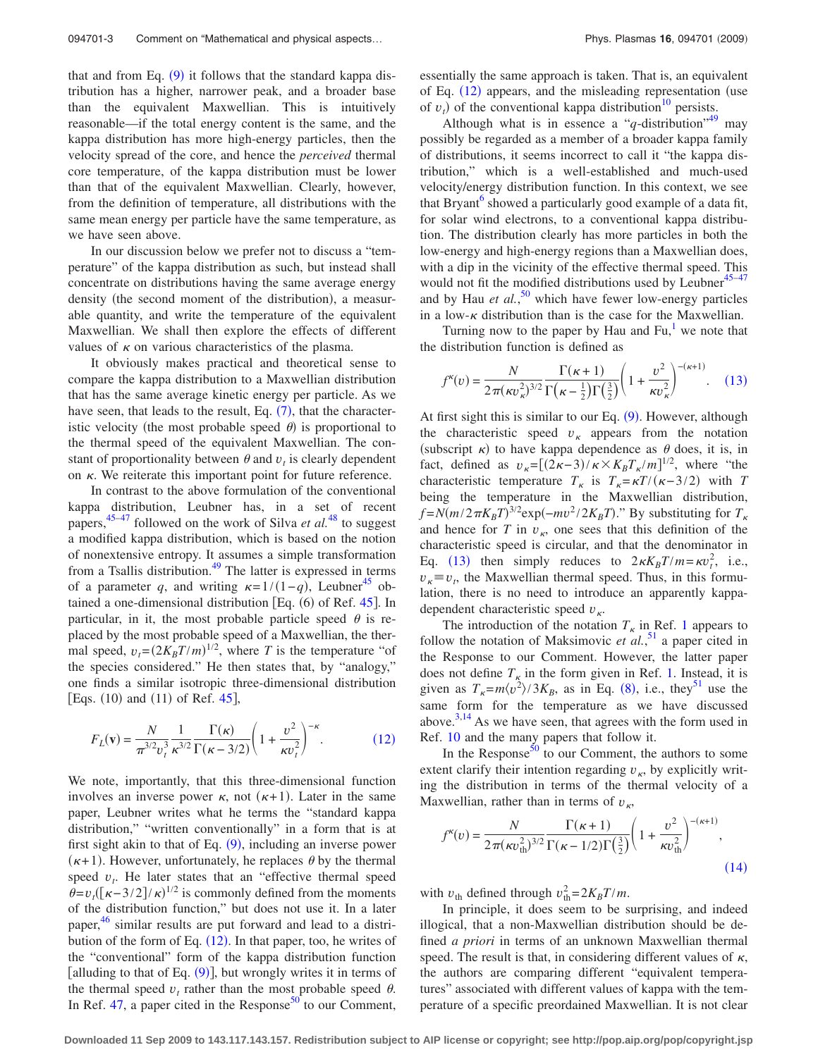that and from Eq. (9) it follows that the standard kappa distribution has a higher, narrower peak, and a broader base than the equivalent Maxwellian. This is intuitively reasonable—if the total energy content is the same, and the kappa distribution has more high-energy particles, then the velocity spread of the core, and hence the *perceived* thermal core temperature, of the kappa distribution must be lower than that of the equivalent Maxwellian. Clearly, however, from the definition of temperature, all distributions with the same mean energy per particle have the same temperature, as we have seen above.

In our discussion below we prefer not to discuss a "temperature" of the kappa distribution as such, but instead shall concentrate on distributions having the same average energy density (the second moment of the distribution), a measurable quantity, and write the temperature of the equivalent Maxwellian. We shall then explore the effects of different values of $\kappa$ on various characteristics of the plasma.

It obviously makes practical and theoretical sense to compare the kappa distribution to a Maxwellian distribution that has the same average kinetic energy per particle. As we have seen, that leads to the result, Eq. (7), that the characteristic velocity (the most probable speed $\theta$) is proportional to the thermal speed of the equivalent Maxwellian. The constant of proportionality between $\theta$ and $v_t$ is clearly dependent on $\kappa$. We reiterate this important point for future reference.

In contrast to the above formulation of the conventional kappa distribution, Leubner has, in a set of recent papers,[45–47] followed on the work of Silva *et al.*[48] to suggest a modified kappa distribution, which is based on the notion of nonextensive entropy. It assumes a simple transformation from a Tsallis distribution.[49] The latter is expressed in terms of a parameter $q$, and writing $\kappa=1/(1-q)$, Leubner[45] obtained a one-dimensional distribution [Eq. (6) of Ref. 45]. In particular, in it, the most probable particle speed $\theta$ is replaced by the most probable speed of a Maxwellian, the thermal speed, $v_t=(2K_BT/m)^{1/2}$, where $T$ is the temperature "of the species considered." He then states that, by "analogy," one finds a similar isotropic three-dimensional distribution [Eqs. (10) and (11) of Ref. 45],

$$F_L(\mathbf{v}) = \frac{N}{\pi^{3/2}v_t^3}\frac{1}{\kappa^{3/2}}\frac{\Gamma(\kappa)}{\Gamma(\kappa-3/2)}\left(1+\frac{v^2}{\kappa v_t^2}\right)^{-\kappa}. \quad (12)$$

We note, importantly, that this three-dimensional function involves an inverse power $\kappa$, not $(\kappa+1)$. Later in the same paper, Leubner writes what he terms the "standard kappa distribution," "written conventionally" in a form that is at first sight akin to that of Eq. (9), including an inverse power $(\kappa+1)$. However, unfortunately, he replaces $\theta$ by the thermal speed $v_t$. He later states that an "effective thermal speed $\theta=v_t([\kappa-3/2]/\kappa)^{1/2}$ is commonly defined from the moments of the distribution function," but does not use it. In a later paper,[46] similar results are put forward and lead to a distribution of the form of Eq. (12). In that paper, too, he writes of the "conventional" form of the kappa distribution function [alluding to that of Eq. (9)], but wrongly writes it in terms of the thermal speed $v_t$ rather than the most probable $\theta$. In Ref. 47, a paper cited in the Response[50] to our Comment, essentially the same approach is taken. That is, an equivalent of Eq. (12) appears, and the misleading representation (use of $v_t$) of the conventional kappa distribution[10] persists.

Although what is in essence a "$q$-distribution"[49] may possibly be regarded as a member of a broader kappa family of distributions, it seems incorrect to call it "the kappa distribution," which is a well-established and much-used velocity/energy distribution function. In this context, we see that Bryant[6] showed a particularly good example of a data fit, for solar wind electrons, to a conventional kappa distribution. The distribution clearly has more particles in both the low-energy and high-energy regions than a Maxwellian does, with a dip in the vicinity of the effective thermal speed. This would not fit the modified distributions used by Leubner[45–47] and by Hau *et al.*,[50] which have fewer low-energy particles in a low-$\kappa$ distribution than is the case for the Maxwellian.

Turning now to the paper by Hau and Fu,[1] we note that the distribution function is defined as

$$f^{\kappa}(v) = \frac{N}{2\pi(\kappa v_\kappa^2)^{3/2}}\frac{\Gamma(\kappa+1)}{\Gamma\left(\kappa-\frac{1}{2}\right)\Gamma\left(\frac{3}{2}\right)}\left(1+\frac{v^2}{\kappa v_\kappa^2}\right)^{-(\kappa+1)}. \quad (13)$$

At first sight this is similar to our Eq. (9). However, although the characteristic speed $v_\kappa$ appears from the notation (subscript $\kappa$) to have kappa dependence as $\theta$ does, it is, in fact, defined as $v_\kappa=[(2\kappa-3)/\kappa\times K_BT_\kappa/m]^{1/2}$, where "the characteristic temperature $T_\kappa$ is $T_\kappa=\kappa T/(\kappa-3/2)$ with $T$ being the temperature in the Maxwellian distribution, $f=N(m/2\pi K_BT)^{3/2}\exp(-mv^2/2K_BT)$." By substituting for $T_\kappa$ and hence for $T$ in $v_\kappa$, one sees that this definition of the characteristic speed is circular, and that the denominator in Eq. (13) then simply reduces to $2\kappa K_BT/m=\kappa v_t^2$, i.e., $v_\kappa\equiv v_t$, the Maxwellian thermal speed. Thus, in this formulation, there is no need to introduce an apparently kappa-dependent characteristic speed $v_\kappa$.

The introduction of the notation $T_\kappa$ in Ref. 1 appears to follow the notation of Maksimovic *et al.*,[51] a paper cited in the Response to our Comment. However, the latter paper does not define $T_\kappa$ in the form given in Ref. 1. Instead, it is given as $T_\kappa=m\langle v^2\rangle/3K_B$, as in Eq. (8), i.e., they[51] use the same form for the temperature as we have discussed above.[3,14] As we have seen, that agrees with the form used in Ref. 10 and the many papers that follow it.

In the Response[50] to our Comment, the authors to some extent clarify their intention regarding $v_\kappa$, by explicitly writing the distribution in terms of the thermal velocity of a Maxwellian, rather than in terms of $v_\kappa$,

$$f^{\kappa}(v) = \frac{N}{2\pi(\kappa v_{\text{th}}^2)^{3/2}}\frac{\Gamma(\kappa+1)}{\Gamma(\kappa-1/2)\Gamma\left(\frac{3}{2}\right)}\left(1+\frac{v^2}{\kappa v_{\text{th}}^2}\right)^{-(\kappa+1)}, \quad (14)$$

with $v_{\text{th}}$ defined through $v_{\text{th}}^2=2K_BT/m$.

In principle, it does seem to be surprising, and indeed illogical, that a non-Maxwellian distribution should be defined *a priori* in terms of an unknown Maxwellian thermal speed. The result is that, in considering different values of $\kappa$, the authors are comparing different "equivalent temperatures" associated with different values of kappa with the temperature of a specific preordained Maxwellian. It is not clear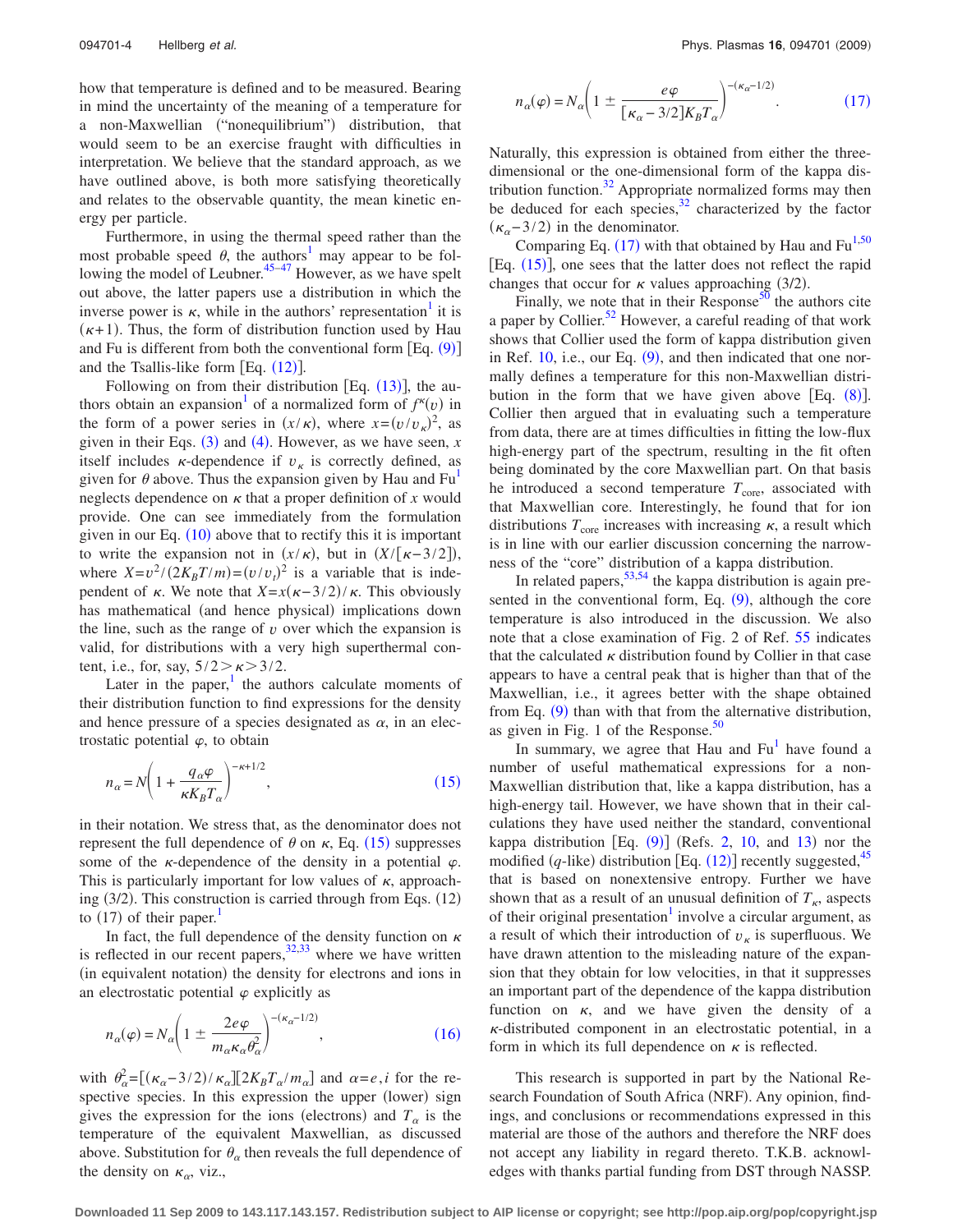how that temperature is defined and to be measured. Bearing in mind the uncertainty of the meaning of a temperature for a non-Maxwellian ("nonequilibrium") distribution, that would seem to be an exercise fraught with difficulties in interpretation. We believe that the standard approach, as we have outlined above, is both more satisfying theoretically and relates to the observable quantity, the mean kinetic energy per particle.

Furthermore, in using the thermal speed rather than the most probable speed $\theta$, the authors[1] may appear to be following the model of Leubner.[45–47] However, as we have spelt out above, the latter papers use a distribution in which the inverse power is $\kappa$, while in the authors' representation[1] it is $(\kappa+1)$. Thus, the form of distribution function used by Hau and Fu is different from both the conventional form [Eq. (9)] and the Tsallis-like form [Eq. (12)].

Following on from their distribution [Eq. (13)], the authors obtain an expansion[1] of a normalized form of $f^{\kappa}(v)$ in the form of a power series in $(x/\kappa)$, where $x=(v/v_{\kappa})^2$, as given in their Eqs. (3) and (4). However, as we have seen, $x$ itself includes $\kappa$-dependence if $v_{\kappa}$ is correctly defined, as given for $\theta$ above. Thus the expansion given by Hau and Fu[1] neglects dependence on $\kappa$ that a proper definition of $x$ would provide. One can see immediately from the formulation given in our Eq. (10) above that to rectify this it is important to write the expansion not in $(x/\kappa)$, but in $(X/[\kappa-3/2])$, where $X=v^2/(2K_BT/m)=(v/v_t)^2$ is a variable that is independent of $\kappa$. We note that $X=x(\kappa-3/2)/\kappa$. This obviously has mathematical (and hence physical) implications down the line, such as the range of $v$ over which the expansion is valid, for distributions with a very high superthermal content, i.e., for, say, $5/2>\kappa>3/2$.

Later in the paper,[1] the authors calculate moments of their distribution function to find expressions for the density and hence pressure of a species designated as $\alpha$, in an electrostatic potential $\varphi$, to obtain

$$n_{\alpha}=N\left(1+\frac{q_{\alpha}\varphi}{\kappa K_B T_{\alpha}}\right)^{-\kappa+1/2}, \tag{15}$$

in their notation. We stress that, as the denominator does not represent the full dependence of $\theta$ on $\kappa$, Eq. (15) suppresses some of the $\kappa$-dependence of the density in a potential $\varphi$. This is particularly important for low values of $\kappa$, approaching (3/2). This construction is carried through from Eqs. (12) to (17) of their paper.[1]

In fact, the full dependence of the density function on $\kappa$ is reflected in our recent papers,[32,33] where we have written (in equivalent notation) the density for electrons and ions in an electrostatic potential $\varphi$ explicitly as

$$n_{\alpha}(\varphi)=N_{\alpha}\left(1\pm\frac{2e\varphi}{m_{\alpha}\kappa_{\alpha}\theta_{\alpha}^2}\right)^{-(\kappa_{\alpha}-1/2)}, \tag{16}$$

with $\theta_{\alpha}^2=[(\kappa_{\alpha}-3/2)/\kappa_{\alpha}][2K_BT_{\alpha}/m_{\alpha}]$ and $\alpha=e,i$ for the respective species. In this expression the upper (lower) sign gives the expression for the ions (electrons) and $T_{\alpha}$ is the temperature of the equivalent Maxwellian, as discussed above. Substitution for $\theta_{\alpha}$ then reveals the full dependence of the density on $\kappa_{\alpha}$, viz.,

$$n_{\alpha}(\varphi)=N_{\alpha}\left(1\pm\frac{e\varphi}{[\kappa_{\alpha}-3/2]K_BT_{\alpha}}\right)^{-(\kappa_{\alpha}-1/2)}. \tag{17}$$

Naturally, this expression is obtained from either the three-dimensional or the one-dimensional form of the kappa distribution function.[32] Appropriate normalized forms may then be deduced for each species,[32] characterized by the factor $(\kappa_{\alpha}-3/2)$ in the denominator.

Comparing Eq. (17) with that obtained by Hau and Fu[1,50] [Eq. (15)], one sees that the latter does not reflect the rapid changes that occur for $\kappa$ values approaching (3/2).

Finally, we note that in their Response[50] the authors cite a paper by Collier.[52] However, a careful reading of that work shows that Collier used the form of kappa distribution given in Ref. 10, i.e., our Eq. (9), and then indicated that one normally defines a temperature for this non-Maxwellian distribution in the form that we have given above [Eq. (8)]. Collier then argued that in evaluating such a temperature from data, there are at times difficulties in fitting the low-flux high-energy part of the spectrum, resulting in the fit often being dominated by the core Maxwellian part. On that basis he introduced a second temperature $T_{\text{core}}$, associated with that Maxwellian core. Interestingly, he found that for ion distributions $T_{\text{core}}$ increases with increasing $\kappa$, a result which is in line with our earlier discussion concerning the narrowness of the "core" distribution of a kappa distribution.

In related papers,[53,54] the kappa distribution is again presented in the conventional form, Eq. (9), although the core temperature is also introduced in the discussion. We also note that a close examination of Fig. 2 of Ref. 55 indicates that the calculated $\kappa$ distribution found by Collier in that case appears to have a central peak that is higher than that of the Maxwellian, i.e., it agrees better with the shape obtained from Eq. (9) than with that from the alternative distribution, as given in Fig. 1 of the Response.[50]

In summary, we agree that Hau and Fu[1] have found a number of useful mathematical expressions for a non-Maxwellian distribution that, like a kappa distribution, has a high-energy tail. However, we have shown that in their calculations they have used neither the standard, conventional kappa distribution [Eq. (9)] (Refs. 2, 10, and 13) nor the modified ($q$-like) distribution [Eq. (12)] recently suggested,[45] that is based on nonextensive entropy. Further we have shown that as a result of an unusual definition of $T_{\kappa}$, aspects of their original presentation[1] involve a circular argument, as a result of which their introduction of $v_{\kappa}$ is superfluous. We have drawn attention to the misleading nature of the expansion that they obtain for low velocities, in that it suppresses an important part of the dependence of the kappa distribution function on $\kappa$, and we have given the density of a $\kappa$-distributed component in an electrostatic potential, in a form in which its full dependence on $\kappa$ is reflected.

This research is supported in part by the National Research Foundation of South Africa (NRF). Any opinion, findings, and conclusions or recommendations expressed in this material are those of the authors and therefore the NRF does not accept any liability in regard thereto. T.K.B. acknowledges with thanks partial funding from DST through NASSP.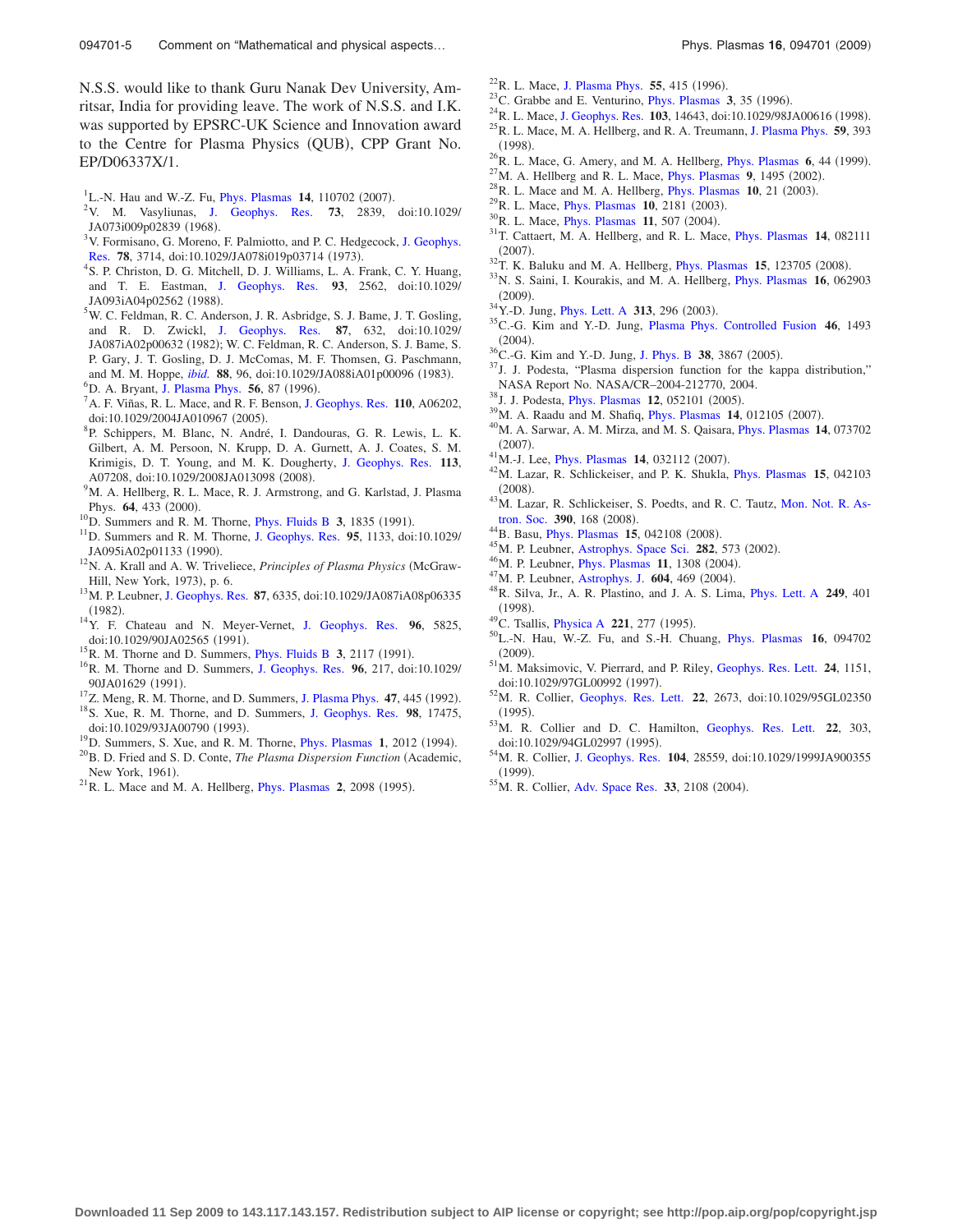N.S.S. would like to thank Guru Nanak Dev University, Amritsar, India for providing leave. The work of N.S.S. and I.K. was supported by EPSRC-UK Science and Innovation award to the Centre for Plasma Physics (QUB), CPP Grant No. EP/D06337X/1.

[1] L.-N. Hau and W.-Z. Fu, Phys. Plasmas **14**, 110702 (2007).
[2] V. M. Vasyliunas, J. Geophys. Res. **73**, 2839, doi:10.1029/JA073i009p02839 (1968).
[3] V. Formisano, G. Moreno, F. Palmiotto, and P. C. Hedgecock, J. Geophys. Res. **78**, 3714, doi:10.1029/JA078i019p03714 (1973).
[4] S. P. Christon, D. G. Mitchell, D. J. Williams, L. A. Frank, C. Y. Huang, and T. E. Eastman, J. Geophys. Res. **93**, 2562, doi:10.1029/JA093iA04p02562 (1988).
[5] W. C. Feldman, R. C. Anderson, J. R. Asbridge, S. J. Bame, J. T. Gosling, and R. D. Zwickl, J. Geophys. Res. **87**, 632, doi:10.1029/JA087iA02p00632 (1982); W. C. Feldman, R. C. Anderson, S. J. Bame, S. P. Gary, J. T. Gosling, D. J. McComas, M. F. Thomsen, G. Paschmann, and M. M. Hoppe, *ibid.* **88**, 96, doi:10.1029/JA088iA01p00096 (1983).
[6] D. A. Bryant, J. Plasma Phys. **56**, 87 (1996).
[7] A. F. Viñas, R. L. Mace, and R. F. Benson, J. Geophys. Res. **110**, A06202, doi:10.1029/2004JA010967 (2005).
[8] P. Schippers, M. Blanc, N. André, I. Dandouras, G. R. Lewis, L. K. Gilbert, A. M. Persoon, N. Krupp, D. A. Gurnett, A. J. Coates, S. M. Krimigis, D. T. Young, and M. K. Dougherty, J. Geophys. Res. **113**, A07208, doi:10.1029/2008JA013098 (2008).
[9] M. A. Hellberg, R. L. Mace, R. J. Armstrong, and G. Karlstad, J. Plasma Phys. **64**, 433 (2000).
[10] D. Summers and R. M. Thorne, Phys. Fluids B **3**, 1835 (1991).
[11] D. Summers and R. M. Thorne, J. Geophys. Res. **95**, 1133, doi:10.1029/JA095iA02p01133 (1990).
[12] N. A. Krall and A. W. Triveliece, *Principles of Plasma Physics* (McGraw-Hill, New York, 1973), p. 6.
[13] M. P. Leubner, J. Geophys. Res. **87**, 6335, doi:10.1029/JA087iA08p06335 (1982).
[14] Y. F. Chateau and N. Meyer-Vernet, J. Geophys. Res. **96**, 5825, doi:10.1029/90JA02565 (1991).
[15] R. M. Thorne and D. Summers, Phys. Fluids B **3**, 2117 (1991).
[16] R. M. Thorne and D. Summers, J. Geophys. Res. **96**, 217, doi:10.1029/90JA01629 (1991).
[17] Z. Meng, R. M. Thorne, and D. Summers, J. Plasma Phys. **47**, 445 (1992).
[18] S. Xue, R. M. Thorne, and D. Summers, J. Geophys. Res. **98**, 17475, doi:10.1029/93JA00790 (1993).
[19] D. Summers, S. Xue, and R. M. Thorne, Phys. Plasmas **1**, 2012 (1994).
[20] B. D. Fried and S. D. Conte, *The Plasma Dispersion Function* (Academic, New York, 1961).
[21] R. L. Mace and M. A. Hellberg, Phys. Plasmas **2**, 2098 (1995).
[22] R. L. Mace, J. Plasma Phys. **55**, 415 (1996).
[23] C. Grabbe and E. Venturino, Phys. Plasmas **3**, 35 (1996).
[24] R. L. Mace, J. Geophys. Res. **103**, 14643, doi:10.1029/98JA00616 (1998).
[25] R. L. Mace, M. A. Hellberg, and R. A. Treumann, J. Plasma Phys. **59**, 393 (1998).
[26] R. L. Mace, G. Amery, and M. A. Hellberg, Phys. Plasmas **6**, 44 (1999).
[27] M. A. Hellberg and R. L. Mace, Phys. Plasmas **9**, 1495 (2002).
[28] R. L. Mace and M. A. Hellberg, Phys. Plasmas **10**, 21 (2003).
[29] R. L. Mace, Phys. Plasmas **10**, 2181 (2003).
[30] R. L. Mace, Phys. Plasmas **11**, 507 (2004).
[31] T. Cattaert, M. A. Hellberg, and R. L. Mace, Phys. Plasmas **14**, 082111 (2007).
[32] T. K. Baluku and M. A. Hellberg, Phys. Plasmas **15**, 123705 (2008).
[33] N. S. Saini, I. Kourakis, and M. A. Hellberg, Phys. Plasmas **16**, 062903 (2009).
[34] Y.-D. Jung, Phys. Lett. A **313**, 296 (2003).
[35] C.-G. Kim and Y.-D. Jung, Plasma Phys. Controlled Fusion **46**, 1493 (2004).
[36] C.-G. Kim and Y.-D. Jung, J. Phys. B **38**, 3867 (2005).
[37] J. J. Podesta, "Plasma dispersion function for the kappa distribution," NASA Report No. NASA/CR–2004-212770, 2004.
[38] J. J. Podesta, Phys. Plasmas **12**, 052101 (2005).
[39] M. A. Raadu and M. Shafiq, Phys. Plasmas **14**, 012105 (2007).
[40] M. A. Sarwar, A. M. Mirza, and M. S. Qaisara, Phys. Plasmas **14**, 073702 (2007).
[41] M.-J. Lee, Phys. Plasmas **14**, 032112 (2007).
[42] M. Lazar, R. Schlickeiser, and P. K. Shukla, Phys. Plasmas **15**, 042103 (2008).
[43] M. Lazar, R. Schlickeiser, S. Poedts, and R. C. Tautz, Mon. Not. R. Astron. Soc. **390**, 168 (2008).
[44] B. Basu, Phys. Plasmas **15**, 042108 (2008).
[45] M. P. Leubner, Astrophys. Space Sci. **282**, 573 (2002).
[46] M. P. Leubner, Phys. Plasmas **11**, 1308 (2004).
[47] M. P. Leubner, Astrophys. J. **604**, 469 (2004).
[48] R. Silva, Jr., A. R. Plastino, and J. A. S. Lima, Phys. Lett. A **249**, 401 (1998).
[49] C. Tsallis, Physica A **221**, 277 (1995).
[50] L.-N. Hau, W.-Z. Fu, and S.-H. Chuang, Phys. Plasmas **16**, 094702 (2009).
[51] M. Maksimovic, V. Pierrard, and P. Riley, Geophys. Res. Lett. **24**, 1151, doi:10.1029/97GL00992 (1997).
[52] M. R. Collier, Geophys. Res. Lett. **22**, 2673, doi:10.1029/95GL02350 (1995).
[53] M. R. Collier and D. C. Hamilton, Geophys. Res. Lett. **22**, 303, doi:10.1029/94GL02997 (1995).
[54] M. R. Collier, J. Geophys. Res. **104**, 28559, doi:10.1029/1999JA900355 (1999).
[55] M. R. Collier, Adv. Space Res. **33**, 2108 (2004).